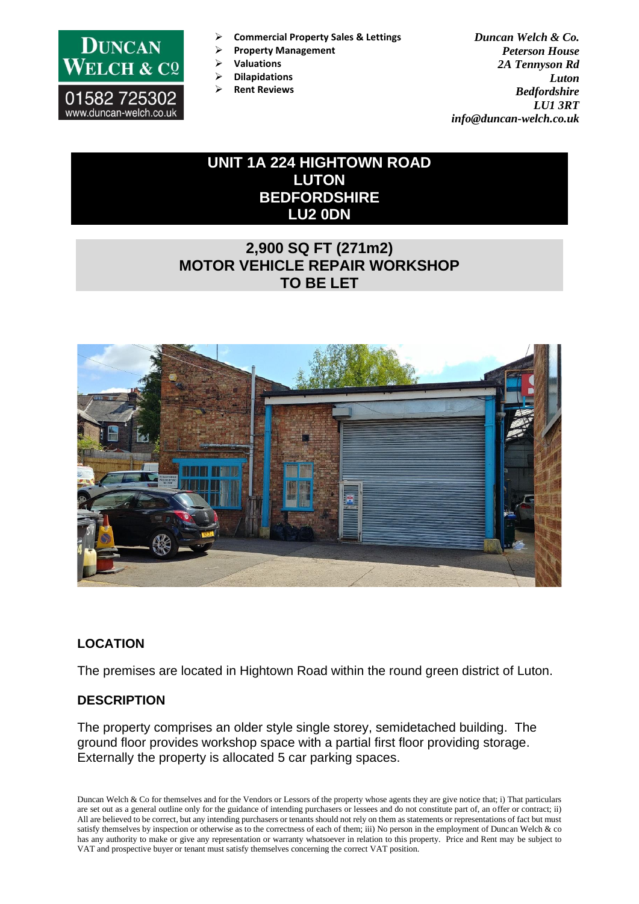Duncan Welch & Co
01582 725302
www.duncan-welch.co.uk

- Commercial Property Sales & Lettings
- Property Management
- Valuations
- Dilapidations
- Rent Reviews

*Duncan Welch & Co.*
*Peterson House*
*2A Tennyson Rd*
*Luton*
*Bedfordshire*
*LU1 3RT*
*info@duncan-welch.co.uk*

# UNIT 1A 224 HIGHTOWN ROAD
# LUTON
# BEDFORDSHIRE
# LU2 0DN

## 2,900 SQ FT (271m2)
## MOTOR VEHICLE REPAIR WORKSHOP
## TO BE LET

### LOCATION

The premises are located in Hightown Road within the round green district of Luton.

### DESCRIPTION

The property comprises an older style single storey, semidetached building. The ground floor provides workshop space with a partial first floor providing storage. Externally the property is allocated 5 car parking spaces.

Duncan Welch & Co for themselves and for the Vendors or Lessors of the property whose agents they are give notice that; i) That particulars are set out as a general outline only for the guidance of intending purchasers or lessees and do not constitute part of, an offer or contract; ii) All are believed to be correct, but any intending purchasers or tenants should not rely on them as statements or representations of fact but must satisfy themselves by inspection or otherwise as to the correctness of each of them; iii) No person in the employment of Duncan Welch & co has any authority to make or give any representation or warranty whatsoever in relation to this property. Price and Rent may be subject to VAT and prospective buyer or tenant must satisfy themselves concerning the correct VAT position.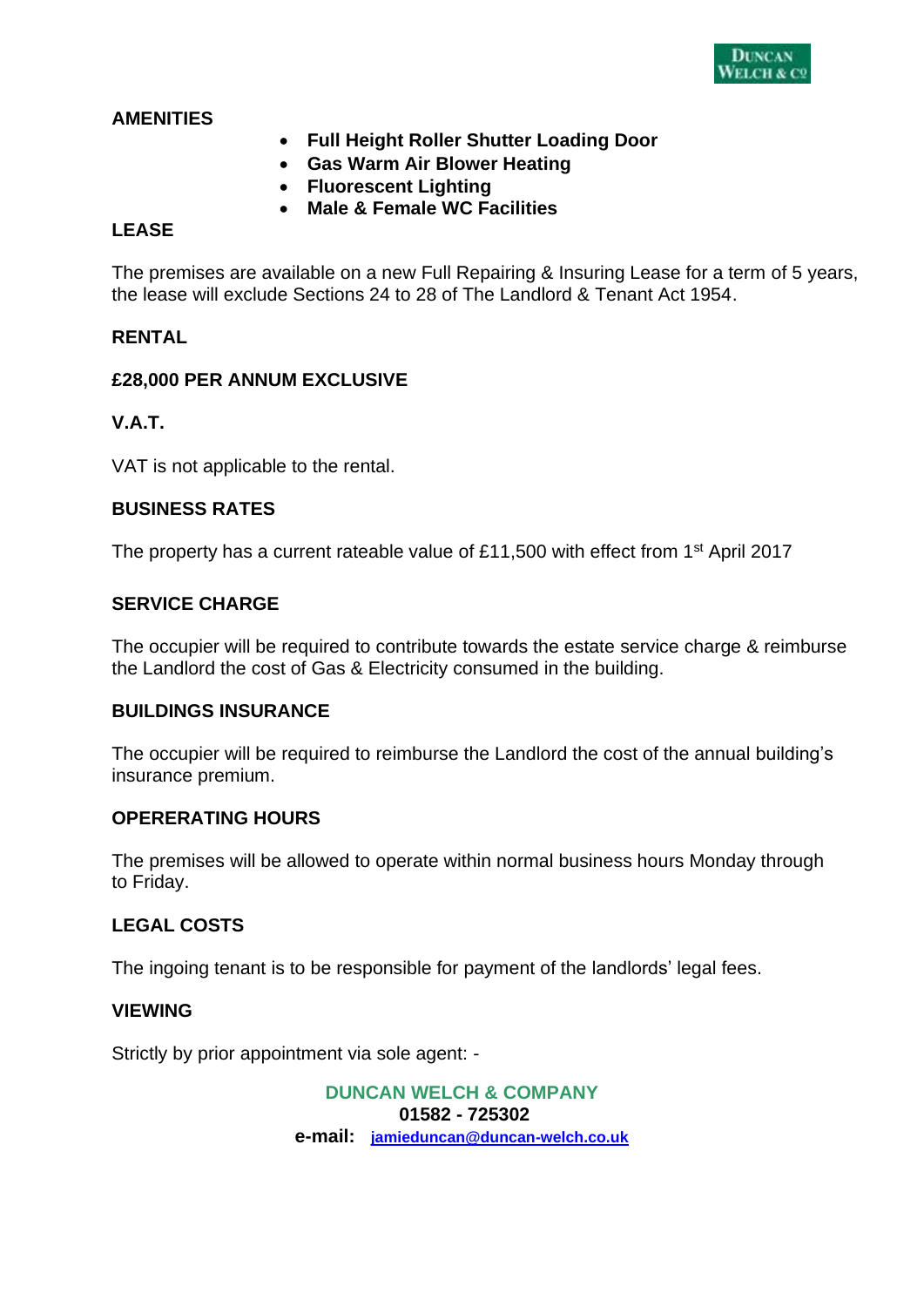## AMENITIES

- **Full Height Roller Shutter Loading Door**
- **Gas Warm Air Blower Heating**
- **Fluorescent Lighting**
- **Male & Female WC Facilities**

## LEASE

The premises are available on a new Full Repairing & Insuring Lease for a term of 5 years, the lease will exclude Sections 24 to 28 of The Landlord & Tenant Act 1954.

## RENTAL

**£28,000 PER ANNUM EXCLUSIVE**

## V.A.T.

VAT is not applicable to the rental.

## BUSINESS RATES

The property has a current rateable value of £11,500 with effect from 1st April 2017

## SERVICE CHARGE

The occupier will be required to contribute towards the estate service charge & reimburse the Landlord the cost of Gas & Electricity consumed in the building.

## BUILDINGS INSURANCE

The occupier will be required to reimburse the Landlord the cost of the annual building's insurance premium.

## OPERERATING HOURS

The premises will be allowed to operate within normal business hours Monday through to Friday.

## LEGAL COSTS

The ingoing tenant is to be responsible for payment of the landlords' legal fees.

## VIEWING

Strictly by prior appointment via sole agent: -

**DUNCAN WELCH & COMPANY**
**01582 - 725302**
**e-mail:** jamieduncan@duncan-welch.co.uk